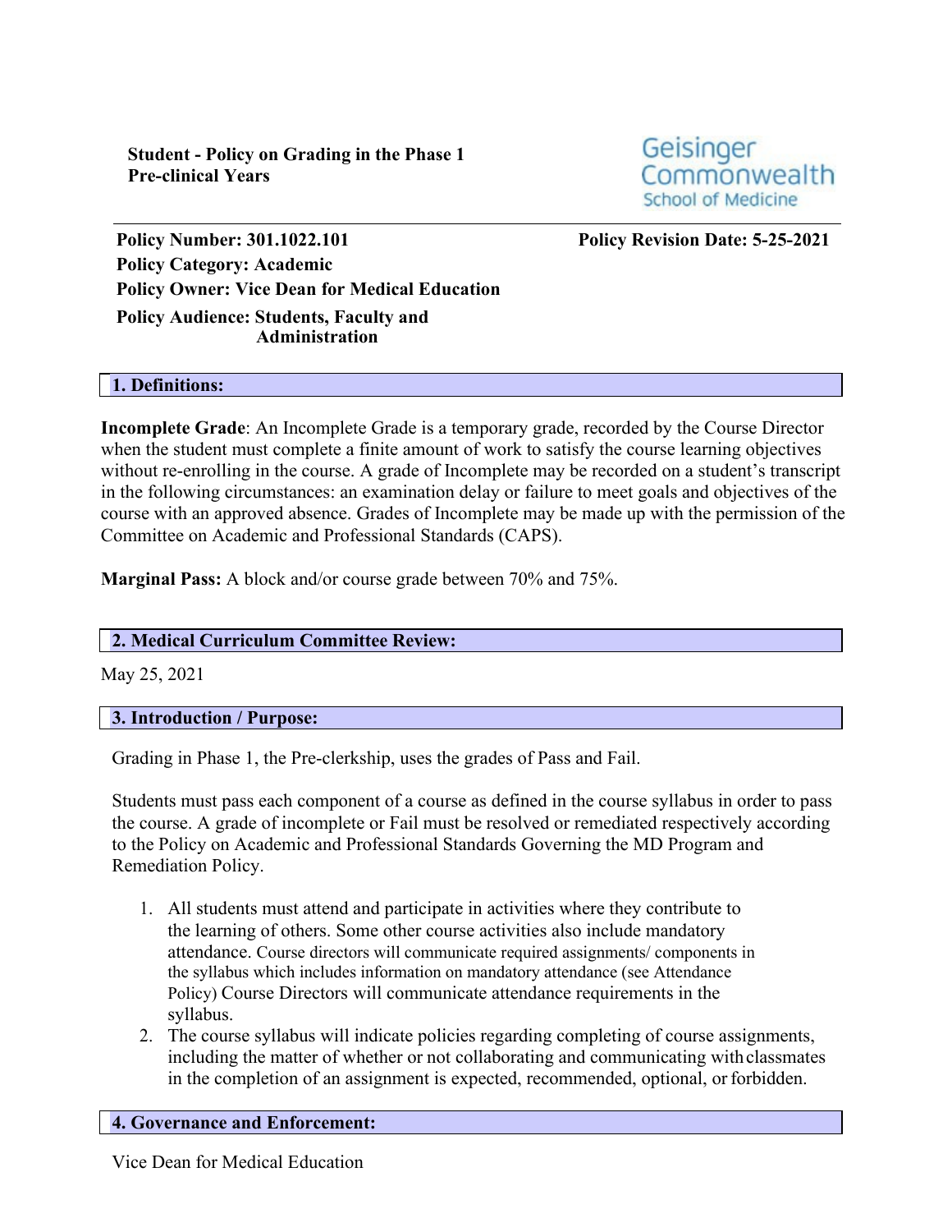**Student - Policy on Grading in the Phase 1 Pre-clinical Years**

Geisinger Commonwealth School of Medicine

**Policy Number: 301.1022.101**

**Policy Revision Date: 5-25-2021**

**Policy Category: Academic**

**Policy Owner: Vice Dean for Medical Education**

**Policy Audience: Students, Faculty and Administration**

## 1. Definitions:

**Incomplete Grade**: An Incomplete Grade is a temporary grade, recorded by the Course Director when the student must complete a finite amount of work to satisfy the course learning objectives without re-enrolling in the course. A grade of Incomplete may be recorded on a student's transcript in the following circumstances: an examination delay or failure to meet goals and objectives of the course with an approved absence. Grades of Incomplete may be made up with the permission of the Committee on Academic and Professional Standards (CAPS).

**Marginal Pass:** A block and/or course grade between 70% and 75%.

## 2. Medical Curriculum Committee Review:

May 25, 2021

## 3. Introduction / Purpose:

Grading in Phase 1, the Pre-clerkship, uses the grades of Pass and Fail.

Students must pass each component of a course as defined in the course syllabus in order to pass the course. A grade of incomplete or Fail must be resolved or remediated respectively according to the Policy on Academic and Professional Standards Governing the MD Program and Remediation Policy.

1. All students must attend and participate in activities where they contribute to the learning of others. Some other course activities also include mandatory attendance. Course directors will communicate required assignments/ components in the syllabus which includes information on mandatory attendance (see Attendance Policy) Course Directors will communicate attendance requirements in the syllabus.
2. The course syllabus will indicate policies regarding completing of course assignments, including the matter of whether or not collaborating and communicating with classmates in the completion of an assignment is expected, recommended, optional, or forbidden.

## 4. Governance and Enforcement:

Vice Dean for Medical Education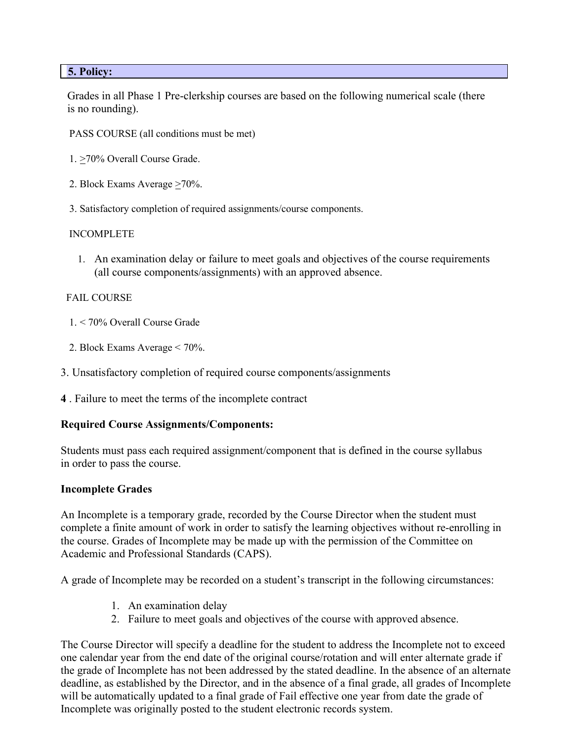## 5. Policy:

Grades in all Phase 1 Pre-clerkship courses are based on the following numerical scale (there is no rounding).

PASS COURSE (all conditions must be met)

1. ≥70% Overall Course Grade.
2. Block Exams Average ≥70%.
3. Satisfactory completion of required assignments/course components.

INCOMPLETE

1. An examination delay or failure to meet goals and objectives of the course requirements (all course components/assignments) with an approved absence.

FAIL COURSE

1. < 70% Overall Course Grade
2. Block Exams Average < 70%.
3. Unsatisfactory completion of required course components/assignments
4. Failure to meet the terms of the incomplete contract

**Required Course Assignments/Components:**

Students must pass each required assignment/component that is defined in the course syllabus in order to pass the course.

**Incomplete Grades**

An Incomplete is a temporary grade, recorded by the Course Director when the student must complete a finite amount of work in order to satisfy the learning objectives without re-enrolling in the course. Grades of Incomplete may be made up with the permission of the Committee on Academic and Professional Standards (CAPS).

A grade of Incomplete may be recorded on a student's transcript in the following circumstances:

1. An examination delay
2. Failure to meet goals and objectives of the course with approved absence.

The Course Director will specify a deadline for the student to address the Incomplete not to exceed one calendar year from the end date of the original course/rotation and will enter alternate grade if the grade of Incomplete has not been addressed by the stated deadline. In the absence of an alternate deadline, as established by the Director, and in the absence of a final grade, all grades of Incomplete will be automatically updated to a final grade of Fail effective one year from date the grade of Incomplete was originally posted to the student electronic records system.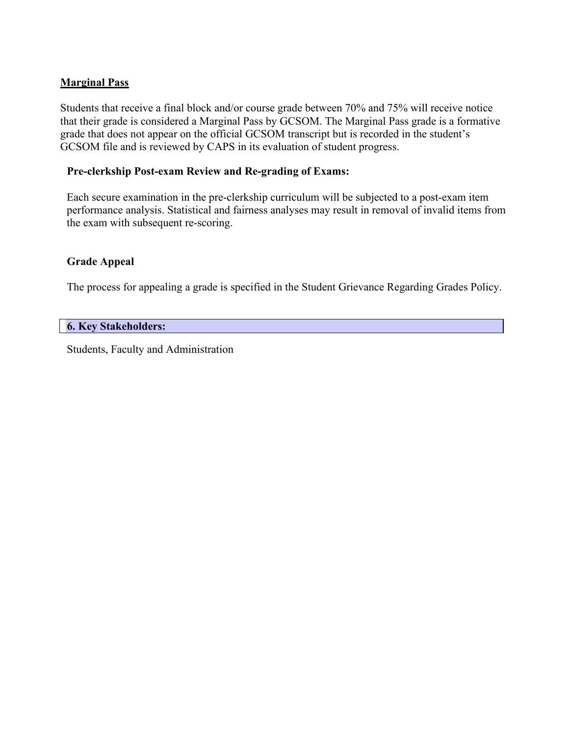**Marginal Pass**

Students that receive a final block and/or course grade between 70% and 75% will receive notice that their grade is considered a Marginal Pass by GCSOM. The Marginal Pass grade is a formative grade that does not appear on the official GCSOM transcript but is recorded in the student's GCSOM file and is reviewed by CAPS in its evaluation of student progress.

**Pre-clerkship Post-exam Review and Re-grading of Exams:**

Each secure examination in the pre-clerkship curriculum will be subjected to a post-exam item performance analysis. Statistical and fairness analyses may result in removal of invalid items from the exam with subsequent re-scoring.

**Grade Appeal**

The process for appealing a grade is specified in the Student Grievance Regarding Grades Policy.

## 6. Key Stakeholders:

Students, Faculty and Administration